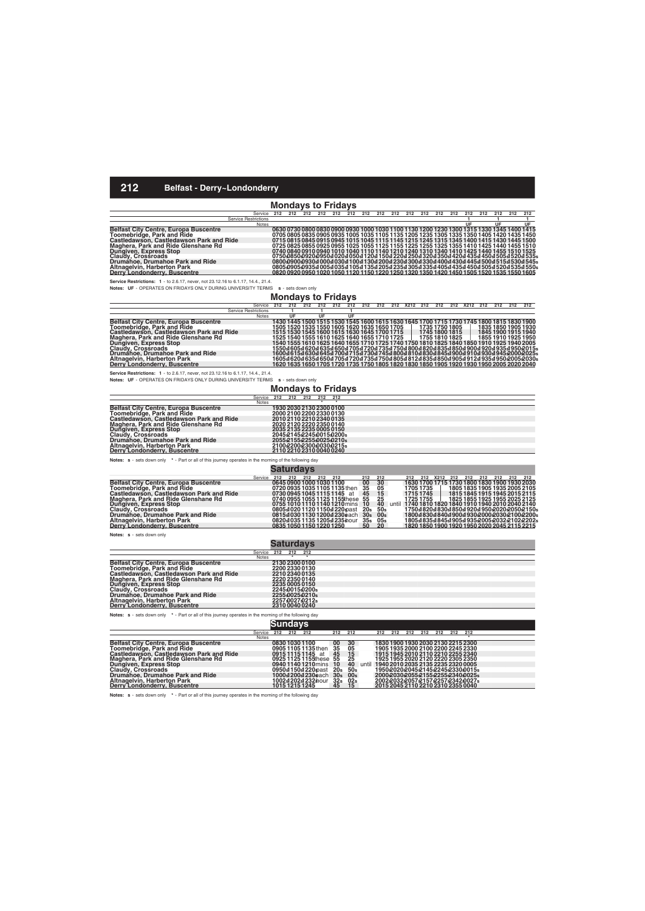# 212 Belfast - Derry~Londonderry

## Mondays to Fridays

| Service | 212 | 212 | 212 | 212 | 212 | 212 | 212 | 212 | 212 | 212 | 212 | 212 | 212 | 212 | 212 | 212 | 212 | 212 |
|---|---|---|---|---|---|---|---|---|---|---|---|---|---|---|---|---|---|---|
| Service Restrictions | | | | | | | | | | | | | | 1 | | 1 | | 1 |
| Notes | | | | | | | | | | | | | | UF | | UF | | UF |
| **Belfast City Centre, Europa Buscentre** | 0630 | 0730 | 0800 | 0830 | 0900 | 0930 | 1000 | 1030 | 1100 | 1130 | 1200 | 1230 | 1300 | 1315 | 1330 | 1345 | 1400 | 1415 |
| **Toomebridge, Park and Ride** | 0705 | 0805 | 0835 | 0905 | 0935 | 1005 | 1035 | 1105 | 1135 | 1205 | 1235 | 1305 | 1335 | 1350 | 1405 | 1420 | 1435 | 1450 |
| **Castledawson, Castledawson Park and Ride** | 0715 | 0815 | 0845 | 0915 | 0945 | 1015 | 1045 | 1115 | 1145 | 1215 | 1245 | 1315 | 1345 | 1400 | 1415 | 1430 | 1445 | 1500 |
| **Maghera, Park and Ride Glenshane Rd** | 0725 | 0825 | 0855 | 0925 | 0955 | 1025 | 1055 | 1125 | 1155 | 1225 | 1255 | 1325 | 1355 | 1410 | 1425 | 1440 | 1455 | 1510 |
| **Dungiven, Express Stop** | 0740 | 0840 | 0910 | 0940 | 1010 | 1040 | 1110 | 1140 | 1210 | 1240 | 1310 | 1340 | 1410 | 1425 | 1440 | 1455 | 1510 | 1525 |
| **Claudy, Crossroads** | 0750s | 0850s | 0920s | 0950s | 1020s | 1050s | 1120s | 1150s | 1220s | 1250s | 1320s | 1350s | 1420s | 1435s | 1450s | 1505s | 1520s | 1535s |
| **Drumahoe, Drumahoe Park and Ride** | 0800s | 0900s | 0930s | 1000s | 1030s | 1100s | 1130s | 1200s | 1230s | 1300s | 1330s | 1400s | 1430s | 1445s | 1500s | 1515s | 1530s | 1545s |
| **Altnagelvin, Harberton Park** | 0805s | 0905s | 0935s | 1005s | 1035s | 1105s | 1135s | 1205s | 1235s | 1305s | 1335s | 1405s | 1435s | 1450s | 1505s | 1520s | 1535s | 1550s |
| **Derry Londonderry, Buscentre** | 0820 | 0920 | 0950 | 1020 | 1050 | 1120 | 1150 | 1220 | 1250 | 1320 | 1350 | 1420 | 1450 | 1505 | 1520 | 1535 | 1550 | 1605 |

**Service Restrictions: 1** - to 2.6.17, never, not 23.12.16 to 6.1.17, 14.4., 21.4.

**Notes: UF** - OPERATES ON FRIDAYS ONLY DURING UNIVERSITY TERMS **s** - sets down only

## Mondays to Fridays

| Service | 212 | 212 | 212 | 212 | 212 | 212 | 212 | 212 | 212 | X212 | 212 | 212 | 212 | X212 | 212 | 212 | 212 | 212 |
|---|---|---|---|---|---|---|---|---|---|---|---|---|---|---|---|---|---|---|
| Service Restrictions | | 1 | | 1 | | 1 | | | | | | | | | | | | |
| Notes | | UF | | UF | | UF | | | | | | | | | | | | |
| **Belfast City Centre, Europa Buscentre** | 1430 | 1445 | 1500 | 1515 | 1530 | 1545 | 1600 | 1615 | 1630 | 1645 | 1700 | 1715 | 1730 | 1745 | 1800 | 1815 | 1830 | 1900 |
| **Toomebridge, Park and Ride** | 1505 | 1520 | 1535 | 1550 | 1605 | 1620 | 1635 | 1650 | 1705 | \| | 1735 | 1750 | 1805 | \| | 1835 | 1850 | 1905 | 1930 |
| **Castledawson, Castledawson Park and Ride** | 1515 | 1530 | 1545 | 1600 | 1615 | 1630 | 1645 | 1700 | 1715 | \| | 1745 | 1800 | 1815 | \| | 1845 | 1900 | 1915 | 1940 |
| **Maghera, Park and Ride Glenshane Rd** | 1525 | 1540 | 1555 | 1610 | 1625 | 1640 | 1655 | 1710 | 1725 | \| | 1755 | 1810 | 1825 | \| | 1855 | 1910 | 1925 | 1950 |
| **Dungiven, Express Stop** | 1540 | 1555 | 1610 | 1625 | 1640 | 1655 | 1710 | 1725 | 1740 | 1750 | 1810 | 1825 | 1840 | 1850 | 1910 | 1925 | 1940 | 2005 |
| **Claudy, Crossroads** | 1550s | 1605s | 1620s | 1635s | 1650s | 1705s | 1720s | 1735s | 1750s | 1800s | 1820s | 1835s | 1850s | 1900s | 1920s | 1935s | 1950s | 2015s |
| **Drumahoe, Drumahoe Park and Ride** | 1600s | 1615s | 1630s | 1645s | 1700s | 1715s | 1730s | 1745s | 1800s | 1810s | 1830s | 1845s | 1900s | 1910s | 1930s | 1945s | 2000s | 2025s |
| **Altnagelvin, Harberton Park** | 1605s | 1620s | 1635s | 1650s | 1705s | 1720s | 1735s | 1750s | 1805s | 1812s | 1835s | 1850s | 1905s | 1912s | 1935s | 1950s | 2005s | 2030s |
| **Derry Londonderry, Buscentre** | 1620 | 1635 | 1650 | 1705 | 1720 | 1735 | 1750 | 1805 | 1820 | 1830 | 1850 | 1905 | 1920 | 1930 | 1950 | 2005 | 2020 | 2040 |

**Service Restrictions: 1** - to 2.6.17, never, not 23.12.16 to 6.1.17, 14.4., 21.4.

**Notes: UF** - OPERATES ON FRIDAYS ONLY DURING UNIVERSITY TERMS **s** - sets down only

## Mondays to Fridays

| Service | 212 | 212 | 212 | 212 | 212 |
|---|---|---|---|---|---|
| Notes | | | | * | * |
| **Belfast City Centre, Europa Buscentre** | 1930 | 2030 | 2130 | 2300 | 0100 |
| **Toomebridge, Park and Ride** | 2000 | 2100 | 2200 | 2330 | 0130 |
| **Castledawson, Castledawson Park and Ride** | 2010 | 2110 | 2210 | 2340 | 0135 |
| **Maghera, Park and Ride Glenshane Rd** | 2020 | 2120 | 2220 | 2350 | 0140 |
| **Dungiven, Express Stop** | 2035 | 2135 | 2235 | 0005 | 0150 |
| **Claudy, Crossroads** | 2045s | 2145s | 2245s | 0015s | 0200s |
| **Drumahoe, Drumahoe Park and Ride** | 2055s | 2155s | 2255s | 0025s | 0210s |
| **Altnagelvin, Harberton Park** | 2100s | 2200s | 2300s | 0030s | 0215s |
| **Derry Londonderry, Buscentre** | 2110 | 2210 | 2310 | 0040 | 0240 |

**Notes: s** - sets down only **\*** - Part or all of this journey operates in the morning of the following day

## Saturdays

| Service | 212 | 212 | 212 | 212 | 212 | | 212 | 212 | | 212 | 212 | X212 | 212 | 212 | 212 | 212 | 212 | 212 |
|---|---|---|---|---|---|---|---|---|---|---|---|---|---|---|---|---|---|---|
| **Belfast City Centre, Europa Buscentre** | 0645 | 0900 | 1000 | 1030 | 1100 | | 00 | 30 | | 1630 | 1700 | 1715 | 1730 | 1800 | 1830 | 1900 | 1930 | 2030 |
| **Toomebridge, Park and Ride** | 0720 | 0935 | 1035 | 1105 | 1135 | then | 35 | 05 | | 1705 | 1735 | \| | 1805 | 1835 | 1905 | 1935 | 2005 | 2105 |
| **Castledawson, Castledawson Park and Ride** | 0730 | 0945 | 1045 | 1115 | 1145 | at | 45 | 15 | | 1715 | 1745 | \| | 1815 | 1845 | 1915 | 1945 | 2015 | 2115 |
| **Maghera, Park and Ride Glenshane Rd** | 0740 | 0955 | 1055 | 1125 | 1155 | these | 55 | 25 | | 1725 | 1755 | \| | 1825 | 1855 | 1925 | 1955 | 2025 | 2125 |
| **Dungiven, Express Stop** | 0755 | 1010 | 1110 | 1140 | 1210 | mins | 10 | 40 | until | 1740 | 1810 | 1820 | 1840 | 1910 | 1940 | 2010 | 2040 | 2140 |
| **Claudy, Crossroads** | 0805s | 1020s | 1120s | 1150s | 1220s | past | 20s | 50s | | 1750s | 1820s | 1830s | 1850s | 1920s | 1950s | 2020s | 2050s | 2150s |
| **Drumahoe, Drumahoe Park and Ride** | 0815s | 1030s | 1130s | 1200s | 1230s | each | 30s | 00s | | 1800s | 1830s | 1840s | 1900s | 1930s | 2000s | 2030s | 2100s | 2200s |
| **Altnagelvin, Harberton Park** | 0820s | 1035s | 1135s | 1205s | 1235s | hour | 35s | 05s | | 1805s | 1835s | 1845s | 1905s | 1935s | 2005s | 2032s | 2102s | 2202s |
| **Derry Londonderry, Buscentre** | 0835 | 1050 | 1150 | 1220 | 1250 | | 50 | 20 | | 1820 | 1850 | 1900 | 1920 | 1950 | 2020 | 2045 | 2115 | 2215 |

**Notes: s** - sets down only

## Saturdays

| Service | 212 | 212 | 212 |
|---|---|---|---|
| Notes | | * | * |
| **Belfast City Centre, Europa Buscentre** | 2130 | 2300 | 0100 |
| **Toomebridge, Park and Ride** | 2200 | 2330 | 0130 |
| **Castledawson, Castledawson Park and Ride** | 2210 | 2340 | 0135 |
| **Maghera, Park and Ride Glenshane Rd** | 2220 | 2350 | 0140 |
| **Dungiven, Express Stop** | 2235 | 0005 | 0150 |
| **Claudy, Crossroads** | 2245s | 0015s | 0200s |
| **Drumahoe, Drumahoe Park and Ride** | 2255s | 0025s | 0210s |
| **Altnagelvin, Harberton Park** | 2257s | 0027s | 0212s |
| **Derry Londonderry, Buscentre** | 2310 | 0040 | 0240 |

**Notes: s** - sets down only **\*** - Part or all of this journey operates in the morning of the following day

## Sundays

| Service | 212 | 212 | 212 | | 212 | 212 | | 212 | 212 | 212 | 212 | 212 | 212 | 212 |
|---|---|---|---|---|---|---|---|---|---|---|---|---|---|---|
| Notes | | | | | | | | | | | | | | * |
| **Belfast City Centre, Europa Buscentre** | 0830 | 1030 | 1100 | | 00 | 30 | | 1830 | 1900 | 1930 | 2030 | 2130 | 2215 | 2300 |
| **Toomebridge, Park and Ride** | 0905 | 1105 | 1135 | then | 35 | 05 | | 1905 | 1935 | 2000 | 2100 | 2200 | 2245 | 2330 |
| **Castledawson, Castledawson Park and Ride** | 0915 | 1115 | 1145 | at | 45 | 15 | | 1915 | 1945 | 2010 | 2110 | 2210 | 2255 | 2340 |
| **Maghera, Park and Ride Glenshane Rd** | 0925 | 1125 | 1155 | these | 55 | 25 | | 1925 | 1955 | 2020 | 2120 | 2220 | 2305 | 2350 |
| **Dungiven, Express Stop** | 0940 | 1140 | 1210 | mins | 10 | 40 | until | 1940 | 2010 | 2035 | 2135 | 2235 | 2320 | 0005 |
| **Claudy, Crossroads** | 0950s | 1150s | 1220s | past | 20s | 50s | | 1950s | 2020s | 2045s | 2145s | 2245s | 2330s | 0015s |
| **Drumahoe, Drumahoe Park and Ride** | 1000s | 1200s | 1230s | each | 30s | 00s | | 2000s | 2030s | 2055s | 2155s | 2255s | 2340s | 0025s |
| **Altnagelvin, Harberton Park** | 1002s | 1202s | 1232s | hour | 32s | 02s | | 2002s | 2032s | 2057s | 2157s | 2257s | 2342s | 0027s |
| **Derry Londonderry, Buscentre** | 1015 | 1215 | 1245 | | 45 | 15 | | 2015 | 2045 | 2110 | 2210 | 2310 | 2355 | 0040 |

**Notes: s** - sets down only **\*** - Part or all of this journey operates in the morning of the following day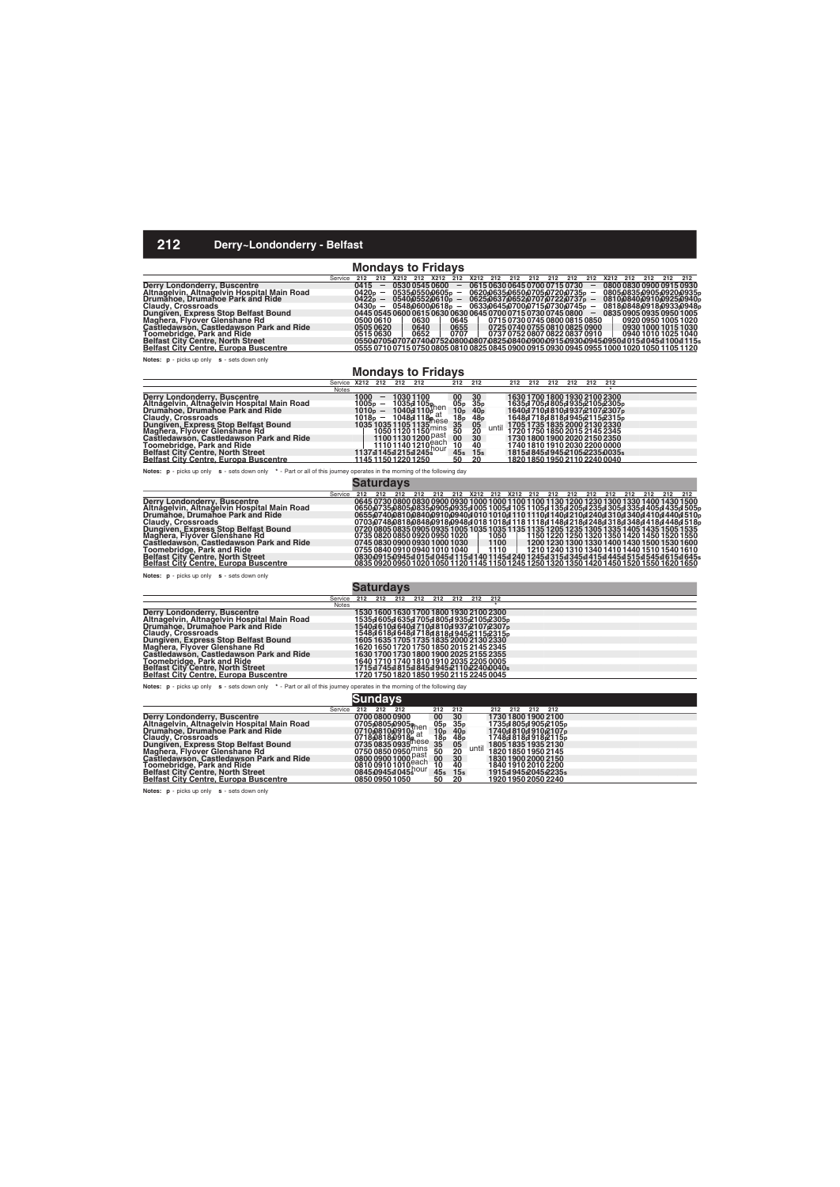# 212 Derry~Londonderry - Belfast

## Mondays to Fridays

| Service | 212 | 212 | X212 | 212 | X212 | 212 | X212 | 212 | 212 | 212 | 212 | 212 | 212 | X212 | 212 | 212 | 212 | 212 |
|---|---|---|---|---|---|---|---|---|---|---|---|---|---|---|---|---|---|---|
| Derry Londonderry, Buscentre | 0415 | — | 0530 | 0545 | 0600 | — | 0615 | 0630 | 0645 | 0700 | 0715 | 0730 | — | 0800 | 0830 | 0900 | 0915 | 0930 |
| Altnagelvin, Altnagelvin Hospital Main Road | 0420p | — | 0535p | 0550p | 0605p | — | 0620p | 0635p | 0650p | 0705p | 0720p | 0735p | — | 0805p | 0835p | 0905p | 0920p | 0935p |
| Drumahoe, Drumahoe Park and Ride | 0422p | — | 0540p | 0552p | 0610p | — | 0625p | 0637p | 0652p | 0707p | 0722p | 0737p | — | 0810p | 0840p | 0910p | 0925p | 0940p |
| Claudy, Crossroads | 0430p | — | 0548p | 0600p | 0618p | — | 0633p | 0645p | 0700p | 0715p | 0730p | 0745p | — | 0818p | 0848p | 0918p | 0933p | 0948p |
| Dungiven, Express Stop Belfast Bound | 0445 | 0545 | 0600 | 0615 | 0630 | 0630 | 0645 | 0700 | 0715 | 0730 | 0745 | 0800 | — | 0835 | 0905 | 0935 | 0950 | 1005 |
| Maghera, Flyover Glenshane Rd | 0500 | 0610 | | 0630 | | 0645 | | 0715 | 0730 | 0745 | 0800 | 0815 | 0850 | | 0920 | 0950 | 1005 | 1020 |
| Castledawson, Castledawson Park and Ride | 0505 | 0620 | | 0640 | | 0655 | | 0725 | 0740 | 0755 | 0810 | 0825 | 0900 | | 0930 | 1000 | 1015 | 1030 |
| Toomebridge, Park and Ride | 0515 | 0630 | | 0652 | | 0707 | | 0737 | 0752 | 0807 | 0822 | 0837 | 0910 | | 0940 | 1010 | 1025 | 1040 |
| Belfast City Centre, North Street | 0550s | 0705s | 0707s | 0740s | 0752s | 0800s | 0807s | 0825s | 0840s | 0900s | 0915s | 0930s | 0945s | 0950s | 1015s | 1045s | 1100s | 1115s |
| Belfast City Centre, Europa Buscentre | 0555 | 0710 | 0715 | 0750 | 0805 | 0810 | 0825 | 0845 | 0900 | 0915 | 0930 | 0945 | 0955 | 1000 | 1020 | 1050 | 1105 | 1120 |

**Notes:** **p** - picks up only **s** - sets down only

## Mondays to Fridays

| Service | X212 | 212 | 212 | 212 | | 212 | 212 | | 212 | 212 | 212 | 212 | 212 | 212 |
|---|---|---|---|---|---|---|---|---|---|---|---|---|---|---|
| Notes | | | | | | | | | | | | | | * |
| Derry Londonderry, Buscentre | 1000 | — | 1030 | 1100 | then at these mins past each hour | 00 | 30 | until | 1630 | 1700 | 1800 | 1930 | 2100 | 2300 |
| Altnagelvin, Altnagelvin Hospital Main Road | 1005p | — | 1035p | 1105p | | 05p | 35p | | 1635p | 1705p | 1805p | 1935p | 2105p | 2305p |
| Drumahoe, Drumahoe Park and Ride | 1010p | — | 1040p | 1110p | | 10p | 40p | | 1640p | 1710p | 1810p | 1937p | 2107p | 2307p |
| Claudy, Crossroads | 1018p | — | 1048p | 1118p | | 18p | 48p | | 1648p | 1718p | 1818p | 1945p | 2115p | 2315p |
| Dungiven, Express Stop Belfast Bound | 1035 | 1035 | 1105 | 1135 | | 35 | 05 | | 1705 | 1735 | 1835 | 2000 | 2130 | 2330 |
| Maghera, Flyover Glenshane Rd | | 1050 | 1120 | 1150 | | 50 | 20 | | 1720 | 1750 | 1850 | 2015 | 2145 | 2345 |
| Castledawson, Castledawson Park and Ride | | 1100 | 1130 | 1200 | | 00 | 30 | | 1730 | 1800 | 1900 | 2020 | 2150 | 2350 |
| Toomebridge, Park and Ride | | 1110 | 1140 | 1210 | | 10 | 40 | | 1740 | 1810 | 1910 | 2030 | 2200 | 0000 |
| Belfast City Centre, North Street | 1137s | 1145s | 1215s | 1245s | | 45s | 15s | | 1815s | 1845s | 1945s | 2105s | 2235s | 0035s |
| Belfast City Centre, Europa Buscentre | 1145 | 1150 | 1220 | 1250 | | 50 | 20 | | 1820 | 1850 | 1950 | 2110 | 2240 | 0040 |

**Notes:** **p** - picks up only **s** - sets down only * - Part or all of this journey operates in the morning of the following day

## Saturdays

| Service | 212 | 212 | 212 | 212 | 212 | 212 | X212 | 212 | X212 | 212 | 212 | 212 | 212 | 212 | 212 | 212 | 212 | 212 |
|---|---|---|---|---|---|---|---|---|---|---|---|---|---|---|---|---|---|---|
| Derry Londonderry, Buscentre | 0645 | 0730 | 0800 | 0830 | 0900 | 0930 | 1000 | 1000 | 1100 | 1100 | 1130 | 1200 | 1230 | 1300 | 1330 | 1400 | 1430 | 1500 |
| Altnagelvin, Altnagelvin Hospital Main Road | 0650p | 0735p | 0805p | 0835p | 0905p | 0935p | 1005p | 1005p | 1105p | 1105p | 1135p | 1205p | 1235p | 1305p | 1335p | 1405p | 1435p | 1505p |
| Drumahoe, Drumahoe Park and Ride | 0655p | 0740p | 0810p | 0840p | 0910p | 0940p | 1010p | 1010p | 1110p | 1110p | 1140p | 1210p | 1240p | 1310p | 1340p | 1410p | 1440p | 1510p |
| Claudy, Crossroads | 0703p | 0748p | 0818p | 0848p | 0918p | 0948p | 1018p | 1018p | 1118p | 1118p | 1148p | 1218p | 1248p | 1318p | 1348p | 1418p | 1448p | 1518p |
| Dungiven, Express Stop Belfast Bound | 0720 | 0805 | 0835 | 0905 | 0935 | 1005 | 1035 | 1035 | 1135 | 1135 | 1205 | 1235 | 1305 | 1335 | 1405 | 1435 | 1505 | 1535 |
| Maghera, Flyover Glenshane Rd | 0735 | 0820 | 0850 | 0920 | 0950 | 1020 | | 1050 | | 1150 | 1220 | 1250 | 1320 | 1350 | 1420 | 1450 | 1520 | 1550 |
| Castledawson, Castledawson Park and Ride | 0745 | 0830 | 0900 | 0930 | 1000 | 1030 | | 1100 | | 1200 | 1230 | 1300 | 1330 | 1400 | 1430 | 1500 | 1530 | 1600 |
| Toomebridge, Park and Ride | 0755 | 0840 | 0910 | 0940 | 1010 | 1040 | | 1110 | | 1210 | 1240 | 1310 | 1340 | 1410 | 1440 | 1510 | 1540 | 1610 |
| Belfast City Centre, North Street | 0830s | 0915s | 0945s | 1015s | 1045s | 1115s | 1140 | 1145s | 1240 | 1245s | 1315s | 1345s | 1415s | 1445s | 1515s | 1545s | 1615s | 1645s |
| Belfast City Centre, Europa Buscentre | 0835 | 0920 | 0950 | 1020 | 1050 | 1120 | 1145 | 1150 | 1245 | 1250 | 1320 | 1350 | 1420 | 1450 | 1520 | 1550 | 1620 | 1650 |

**Notes:** **p** - picks up only **s** - sets down only

## Saturdays

| Service | 212 | 212 | 212 | 212 | 212 | 212 | 212 | 212 |
|---|---|---|---|---|---|---|---|---|
| Notes | | | | | | | | * |
| Derry Londonderry, Buscentre | 1530 | 1600 | 1630 | 1700 | 1800 | 1930 | 2100 | 2300 |
| Altnagelvin, Altnagelvin Hospital Main Road | 1535p | 1605p | 1635p | 1705p | 1805p | 1935p | 2105p | 2305p |
| Drumahoe, Drumahoe Park and Ride | 1540p | 1610p | 1640p | 1710p | 1810p | 1937p | 2107p | 2307p |
| Claudy, Crossroads | 1548p | 1618p | 1648p | 1718p | 1818p | 1945p | 2115p | 2315p |
| Dungiven, Express Stop Belfast Bound | 1605 | 1635 | 1705 | 1735 | 1835 | 2000 | 2130 | 2330 |
| Maghera, Flyover Glenshane Rd | 1620 | 1650 | 1720 | 1750 | 1850 | 2015 | 2145 | 2345 |
| Castledawson, Castledawson Park and Ride | 1630 | 1700 | 1730 | 1800 | 1900 | 2025 | 2155 | 2355 |
| Toomebridge, Park and Ride | 1640 | 1710 | 1740 | 1810 | 1910 | 2035 | 2205 | 0005 |
| Belfast City Centre, North Street | 1715s | 1745s | 1815s | 1845s | 1945s | 2110s | 2240s | 0040s |
| Belfast City Centre, Europa Buscentre | 1720 | 1750 | 1820 | 1850 | 1950 | 2115 | 2245 | 0045 |

**Notes:** **p** - picks up only **s** - sets down only * - Part or all of this journey operates in the morning of the following day

## Sundays

| Service | 212 | 212 | 212 | | 212 | 212 | | 212 | 212 | 212 | 212 |
|---|---|---|---|---|---|---|---|---|---|---|---|
| Derry Londonderry, Buscentre | 0700 | 0800 | 0900 | then at these mins past each hour | 00 | 30 | until | 1730 | 1800 | 1900 | 2100 |
| Altnagelvin, Altnagelvin Hospital Main Road | 0705p | 0805p | 0905p | | 05p | 35p | | 1735p | 1805p | 1905p | 2105p |
| Drumahoe, Drumahoe Park and Ride | 0710p | 0810p | 0910p | | 10p | 40p | | 1740p | 1810p | 1910p | 2107p |
| Claudy, Crossroads | 0718p | 0818p | 0918p | | 18p | 48p | | 1748p | 1818p | 1918p | 2115p |
| Dungiven, Express Stop Belfast Bound | 0735 | 0835 | 0935 | | 35 | 05 | | 1805 | 1835 | 1935 | 2130 |
| Maghera, Flyover Glenshane Rd | 0750 | 0850 | 0950 | | 50 | 20 | | 1820 | 1850 | 1950 | 2145 |
| Castledawson, Castledawson Park and Ride | 0800 | 0900 | 1000 | | 00 | 30 | | 1830 | 1900 | 2000 | 2150 |
| Toomebridge, Park and Ride | 0810 | 0910 | 1010 | | 10 | 40 | | 1840 | 1910 | 2010 | 2200 |
| Belfast City Centre, North Street | 0845s | 0945s | 1045s | | 45s | 15s | | 1915s | 1945s | 2045s | 2235s |
| Belfast City Centre, Europa Buscentre | 0850 | 0950 | 1050 | | 50 | 20 | | 1920 | 1950 | 2050 | 2240 |

**Notes:** **p** - picks up only **s** - sets down only